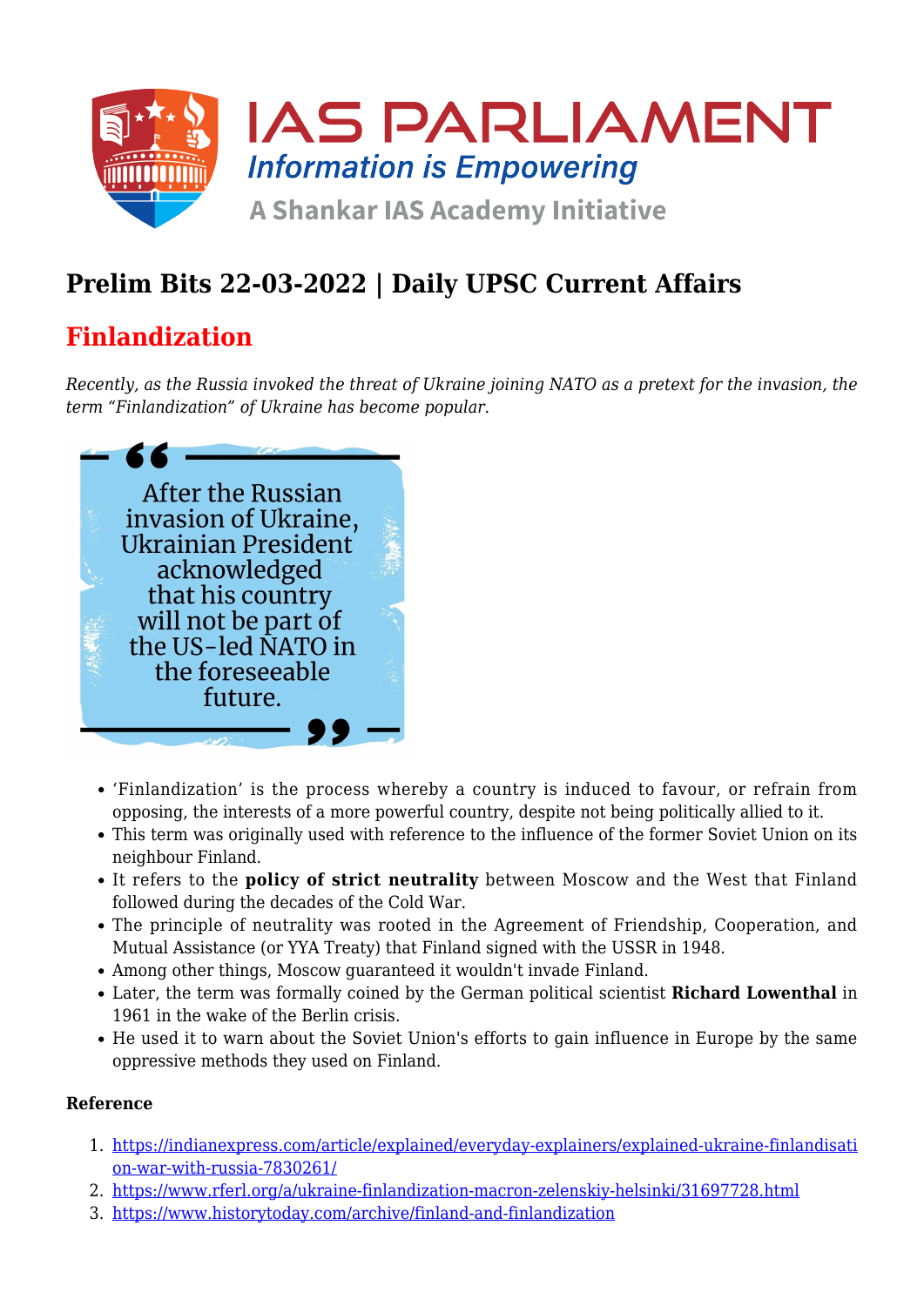# Prelim Bits 22-03-2022 | Daily UPSC Current Affairs

## Finlandization

*Recently, as the Russia invoked the threat of Ukraine joining NATO as a pretext for the invasion, the term "Finlandization" of Ukraine has become popular.*

> After the Russian invasion of Ukraine, Ukrainian President acknowledged that his country will not be part of the US-led NATO in the foreseeable future.

- 'Finlandization' is the process whereby a country is induced to favour, or refrain from opposing, the interests of a more powerful country, despite not being politically allied to it.
- This term was originally used with reference to the influence of the former Soviet Union on its neighbour Finland.
- It refers to the **policy of strict neutrality** between Moscow and the West that Finland followed during the decades of the Cold War.
- The principle of neutrality was rooted in the Agreement of Friendship, Cooperation, and Mutual Assistance (or YYA Treaty) that Finland signed with the USSR in 1948.
- Among other things, Moscow guaranteed it wouldn't invade Finland.
- Later, the term was formally coined by the German political scientist **Richard Lowenthal** in 1961 in the wake of the Berlin crisis.
- He used it to warn about the Soviet Union's efforts to gain influence in Europe by the same oppressive methods they used on Finland.

**Reference**

1. https://indianexpress.com/article/explained/everyday-explainers/explained-ukraine-finlandisation-war-with-russia-7830261/
2. https://www.rferl.org/a/ukraine-finlandization-macron-zelenskiy-helsinki/31697728.html
3. https://www.historytoday.com/archive/finland-and-finlandization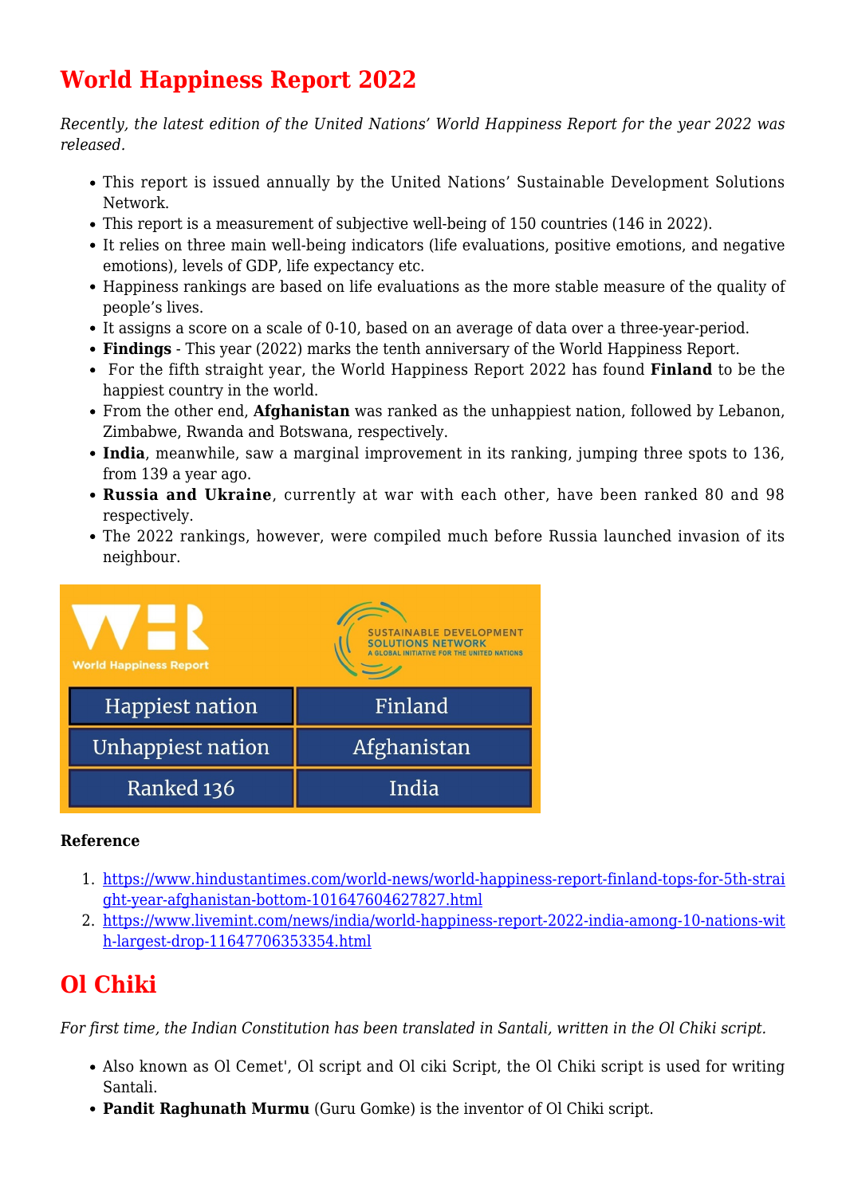# World Happiness Report 2022

*Recently, the latest edition of the United Nations' World Happiness Report for the year 2022 was released.*

- This report is issued annually by the United Nations' Sustainable Development Solutions Network.
- This report is a measurement of subjective well-being of 150 countries (146 in 2022).
- It relies on three main well-being indicators (life evaluations, positive emotions, and negative emotions), levels of GDP, life expectancy etc.
- Happiness rankings are based on life evaluations as the more stable measure of the quality of people's lives.
- It assigns a score on a scale of 0-10, based on an average of data over a three-year-period.
- **Findings** - This year (2022) marks the tenth anniversary of the World Happiness Report.
- For the fifth straight year, the World Happiness Report 2022 has found **Finland** to be the happiest country in the world.
- From the other end, **Afghanistan** was ranked as the unhappiest nation, followed by Lebanon, Zimbabwe, Rwanda and Botswana, respectively.
- **India**, meanwhile, saw a marginal improvement in its ranking, jumping three spots to 136, from 139 a year ago.
- **Russia and Ukraine**, currently at war with each other, have been ranked 80 and 98 respectively.
- The 2022 rankings, however, were compiled much before Russia launched invasion of its neighbour.

| World Happiness Report | Sustainable Development Solutions Network – A Global Initiative for the United Nations |
|---|---|
| Happiest nation | Finland |
| Unhappiest nation | Afghanistan |
| Ranked 136 | India |

**Reference**

1. https://www.hindustantimes.com/world-news/world-happiness-report-finland-tops-for-5th-straight-year-afghanistan-bottom-101647604627827.html
2. https://www.livemint.com/news/india/world-happiness-report-2022-india-among-10-nations-with-largest-drop-11647706353354.html

# Ol Chiki

*For first time, the Indian Constitution has been translated in Santali, written in the Ol Chiki script.*

- Also known as Ol Cemet', Ol script and Ol ciki Script, the Ol Chiki script is used for writing Santali.
- **Pandit Raghunath Murmu** (Guru Gomke) is the inventor of Ol Chiki script.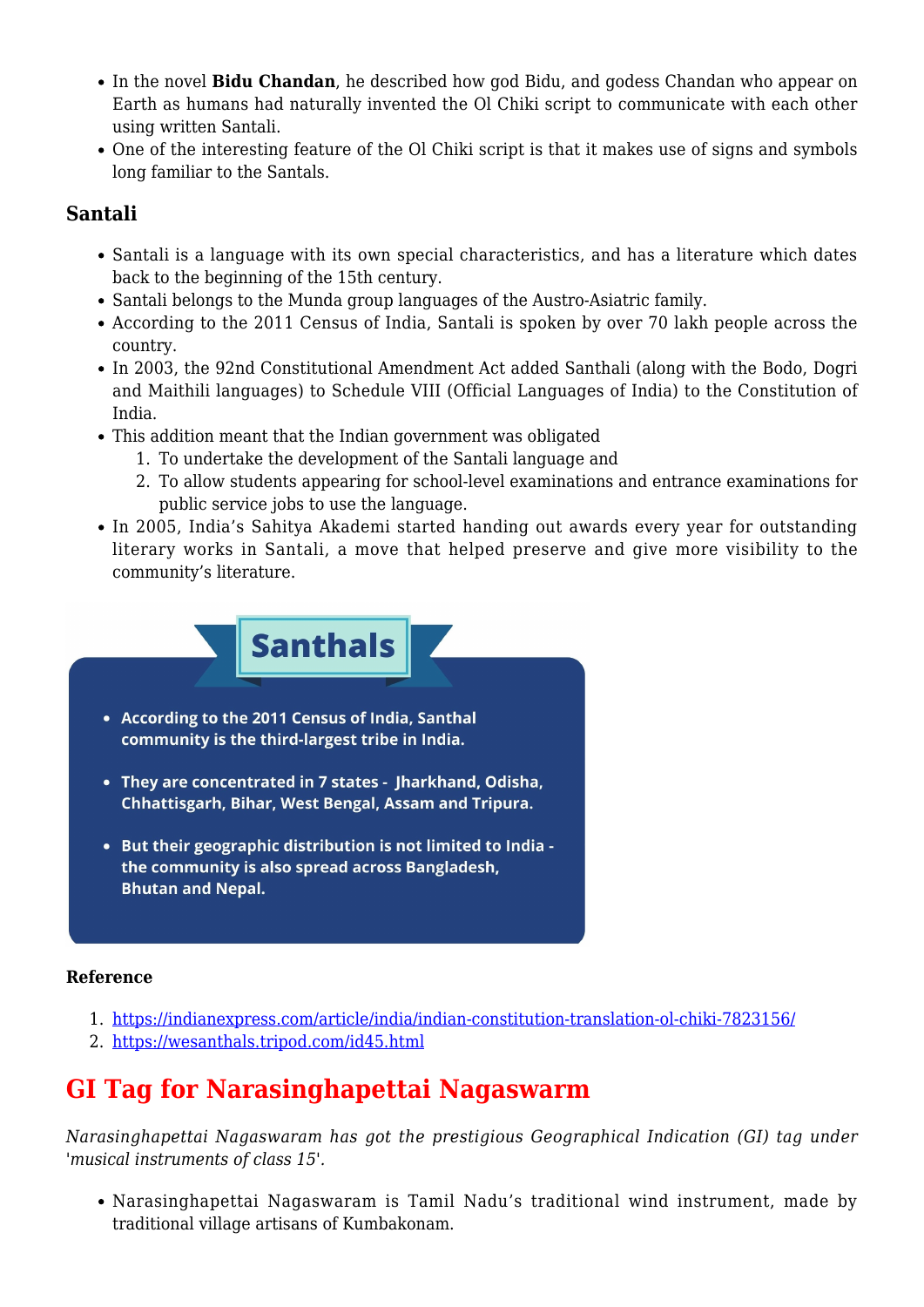- In the novel **Bidu Chandan**, he described how god Bidu, and godess Chandan who appear on Earth as humans had naturally invented the Ol Chiki script to communicate with each other using written Santali.
- One of the interesting feature of the Ol Chiki script is that it makes use of signs and symbols long familiar to the Santals.

### Santali

- Santali is a language with its own special characteristics, and has a literature which dates back to the beginning of the 15th century.
- Santali belongs to the Munda group languages of the Austro-Asiatic family.
- According to the 2011 Census of India, Santali is spoken by over 70 lakh people across the country.
- In 2003, the 92nd Constitutional Amendment Act added Santhali (along with the Bodo, Dogri and Maithili languages) to Schedule VIII (Official Languages of India) to the Constitution of India.
- This addition meant that the Indian government was obligated
    1. To undertake the development of the Santali language and
    2. To allow students appearing for school-level examinations and entrance examinations for public service jobs to use the language.
- In 2005, India's Sahitya Akademi started handing out awards every year for outstanding literary works in Santali, a move that helped preserve and give more visibility to the community's literature.

**Santhals**

- **According to the 2011 Census of India, Santhal community is the third-largest tribe in India.**
- **They are concentrated in 7 states - Jharkhand, Odisha, Chhattisgarh, Bihar, West Bengal, Assam and Tripura.**
- **But their geographic distribution is not limited to India - the community is also spread across Bangladesh, Bhutan and Nepal.**

**Reference**

1. https://indianexpress.com/article/india/indian-constitution-translation-ol-chiki-7823156/
2. https://wesanthals.tripod.com/id45.html

## GI Tag for Narasinghapettai Nagaswarm

*Narasinghapettai Nagaswaram has got the prestigious Geographical Indication (GI) tag under 'musical instruments of class 15'.*

- Narasinghapettai Nagaswaram is Tamil Nadu's traditional wind instrument, made by traditional village artisans of Kumbakonam.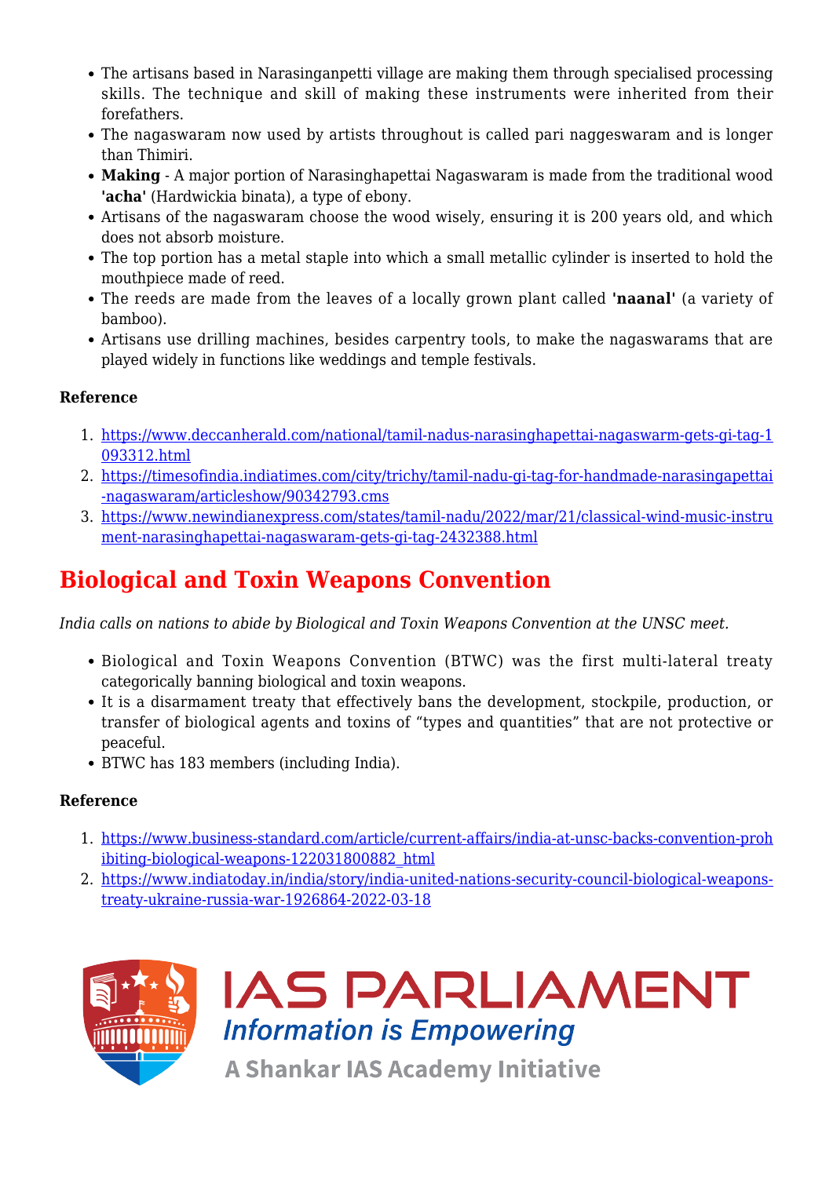- The artisans based in Narasinganpetti village are making them through specialised processing skills. The technique and skill of making these instruments were inherited from their forefathers.
- The nagaswaram now used by artists throughout is called pari naggeswaram and is longer than Thimiri.
- **Making** - A major portion of Narasinghapettai Nagaswaram is made from the traditional wood **'acha'** (Hardwickia binata), a type of ebony.
- Artisans of the nagaswaram choose the wood wisely, ensuring it is 200 years old, and which does not absorb moisture.
- The top portion has a metal staple into which a small metallic cylinder is inserted to hold the mouthpiece made of reed.
- The reeds are made from the leaves of a locally grown plant called **'naanal'** (a variety of bamboo).
- Artisans use drilling machines, besides carpentry tools, to make the nagaswarams that are played widely in functions like weddings and temple festivals.

**Reference**

1. https://www.deccanherald.com/national/tamil-nadus-narasinghapettai-nagaswarm-gets-gi-tag-1093312.html
2. https://timesofindia.indiatimes.com/city/trichy/tamil-nadu-gi-tag-for-handmade-narasingapettai-nagaswaram/articleshow/90342793.cms
3. https://www.newindianexpress.com/states/tamil-nadu/2022/mar/21/classical-wind-music-instrument-narasinghapettai-nagaswaram-gets-gi-tag-2432388.html

## Biological and Toxin Weapons Convention

*India calls on nations to abide by Biological and Toxin Weapons Convention at the UNSC meet.*

- Biological and Toxin Weapons Convention (BTWC) was the first multi-lateral treaty categorically banning biological and toxin weapons.
- It is a disarmament treaty that effectively bans the development, stockpile, production, or transfer of biological agents and toxins of "types and quantities" that are not protective or peaceful.
- BTWC has 183 members (including India).

**Reference**

1. https://www.business-standard.com/article/current-affairs/india-at-unsc-backs-convention-prohibiting-biological-weapons-122031800882_html
2. https://www.indiatoday.in/india/story/india-united-nations-security-council-biological-weapons-treaty-ukraine-russia-war-1926864-2022-03-18